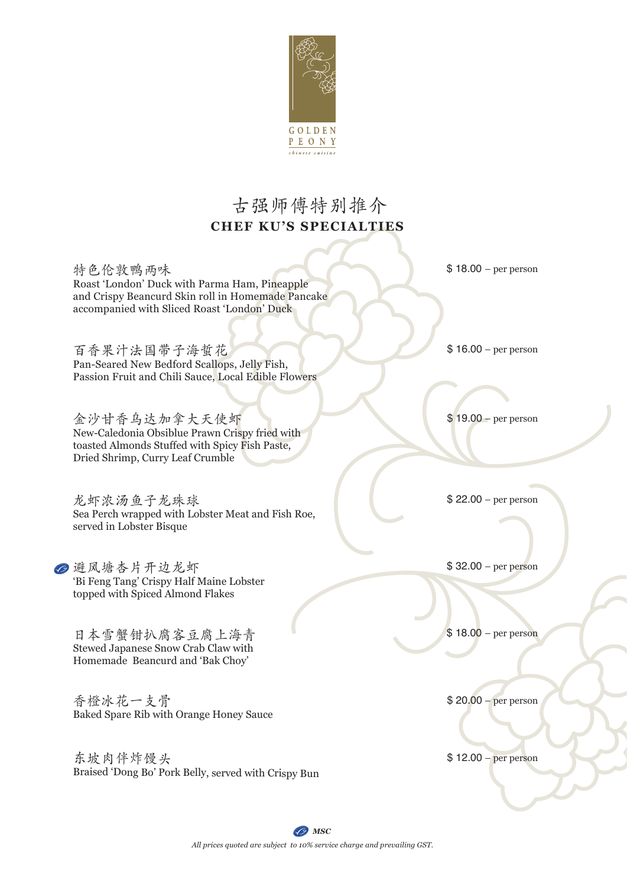GOLDEN PEONY

*chinese cuisine*

# 古强师傅特别推介
## CHEF KU'S SPECIALTIES

特色伦敦鸭两味
Roast 'London' Duck with Parma Ham, Pineapple and Crispy Beancurd Skin roll in Homemade Pancake accompanied with Sliced Roast 'London' Duck
$ 18.00 – per person

百香果汁法国带子海蜇花
Pan-Seared New Bedford Scallops, Jelly Fish, Passion Fruit and Chili Sauce, Local Edible Flowers
$ 16.00 – per person

金沙甘香乌达加拿大天使虾
New-Caledonia Obsiblue Prawn Crispy fried with toasted Almonds Stuffed with Spicy Fish Paste, Dried Shrimp, Curry Leaf Crumble
$ 19.00 – per person

龙虾浓汤鱼子龙珠球
Sea Perch wrapped with Lobster Meat and Fish Roe, served in Lobster Bisque
$ 22.00 – per person

(MSC) 避风塘杏片开边龙虾
'Bi Feng Tang' Crispy Half Maine Lobster topped with Spiced Almond Flakes
$ 32.00 – per person

日本雪蟹钳扒腐客豆腐上海青
Stewed Japanese Snow Crab Claw with Homemade Beancurd and 'Bak Choy'
$ 18.00 – per person

香橙冰花一支骨
Baked Spare Rib with Orange Honey Sauce
$ 20.00 – per person

东坡肉伴炸馒头
Braised 'Dong Bo' Pork Belly, served with Crispy Bun
$ 12.00 – per person

*MSC*

*All prices quoted are subject to 10% service charge and prevailing GST.*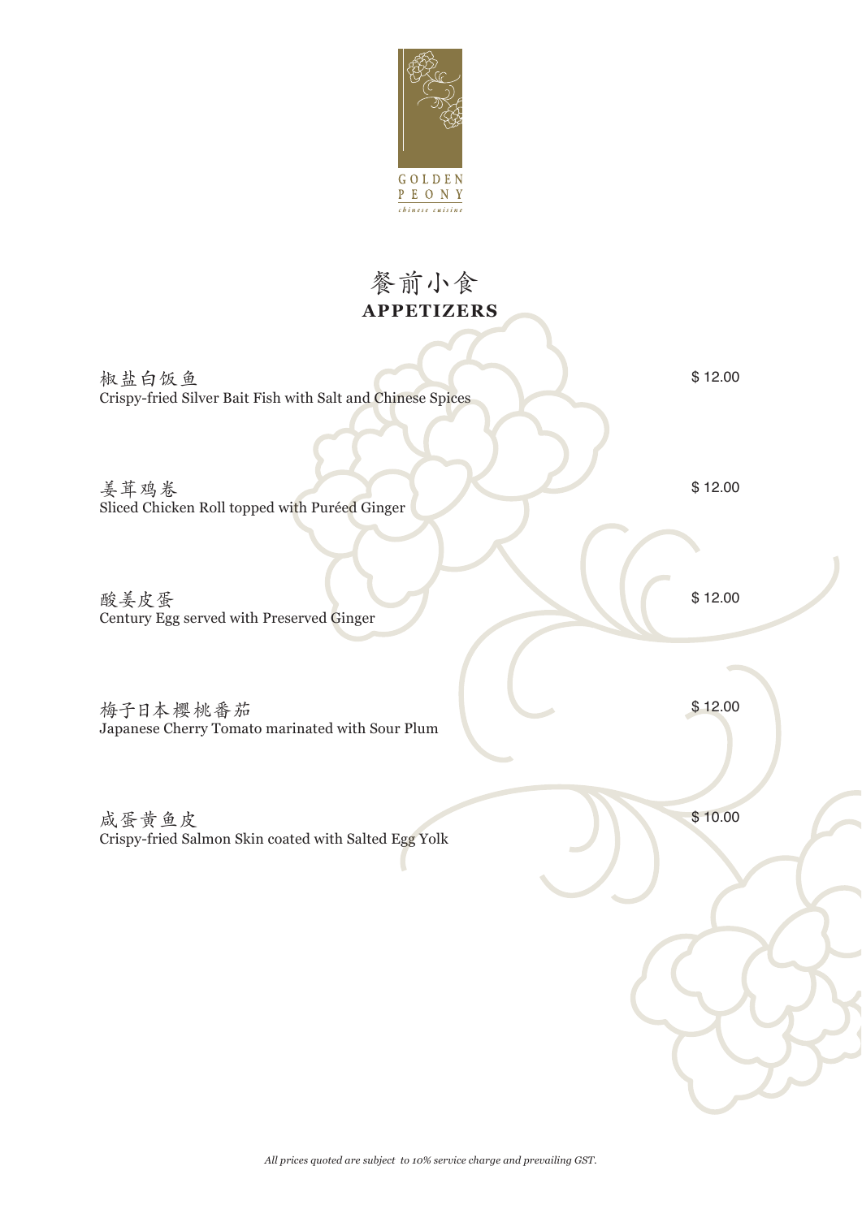GOLDEN PEONY
*chinese cuisine*

# 餐前小食
# APPETIZERS

椒盐白饭鱼
Crispy-fried Silver Bait Fish with Salt and Chinese Spices — $ 12.00

姜茸鸡卷
Sliced Chicken Roll topped with Puréed Ginger — $ 12.00

酸姜皮蛋
Century Egg served with Preserved Ginger — $ 12.00

梅子日本樱桃番茄
Japanese Cherry Tomato marinated with Sour Plum — $ 12.00

咸蛋黄鱼皮
Crispy-fried Salmon Skin coated with Salted Egg Yolk — $ 10.00

*All prices quoted are subject to 10% service charge and prevailing GST.*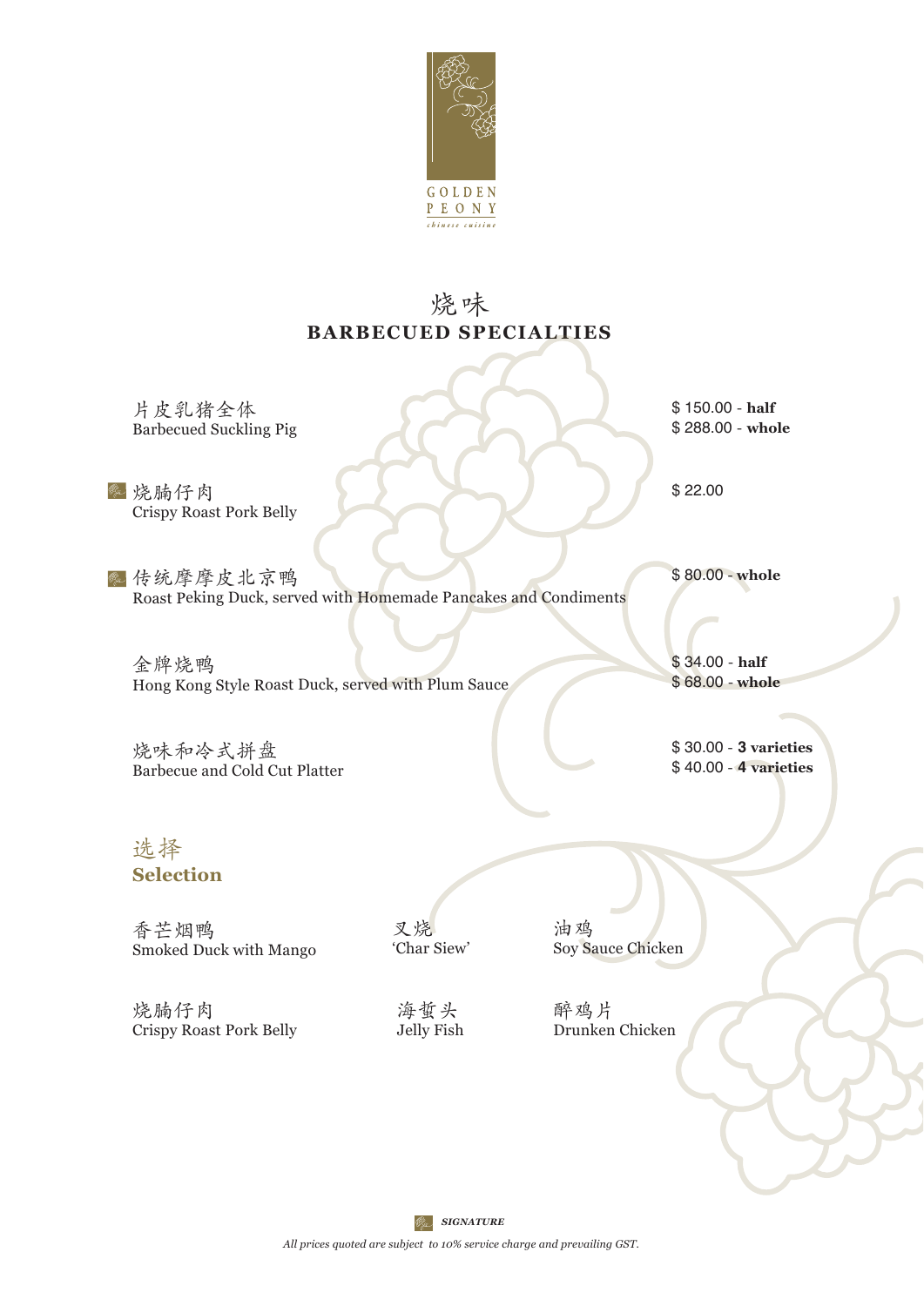GOLDEN PEONY
*chinese cuisine*

# 烧味
# BARBECUED SPECIALTIES

片皮乳猪全体
Barbecued Suckling Pig
$ 150.00 - **half**
$ 288.00 - **whole**

烧腩仔肉 (Signature)
Crispy Roast Pork Belly
$ 22.00

传统摩摩皮北京鸭 (Signature)
Roast Peking Duck, served with Homemade Pancakes and Condiments
$ 80.00 - **whole**

金牌烧鸭
Hong Kong Style Roast Duck, served with Plum Sauce
$ 34.00 - **half**
$ 68.00 - **whole**

烧味和冷式拼盘
Barbecue and Cold Cut Platter
$ 30.00 - **3 varieties**
$ 40.00 - **4 varieties**

## 选择
## Selection

| | | |
|---|---|---|
| 香芒烟鸭<br>Smoked Duck with Mango | 叉烧<br>'Char Siew' | 油鸡<br>Soy Sauce Chicken |
| 烧腩仔肉<br>Crispy Roast Pork Belly | 海蜇头<br>Jelly Fish | 醉鸡片<br>Drunken Chicken |

***SIGNATURE***

*All prices quoted are subject to 10% service charge and prevailing GST.*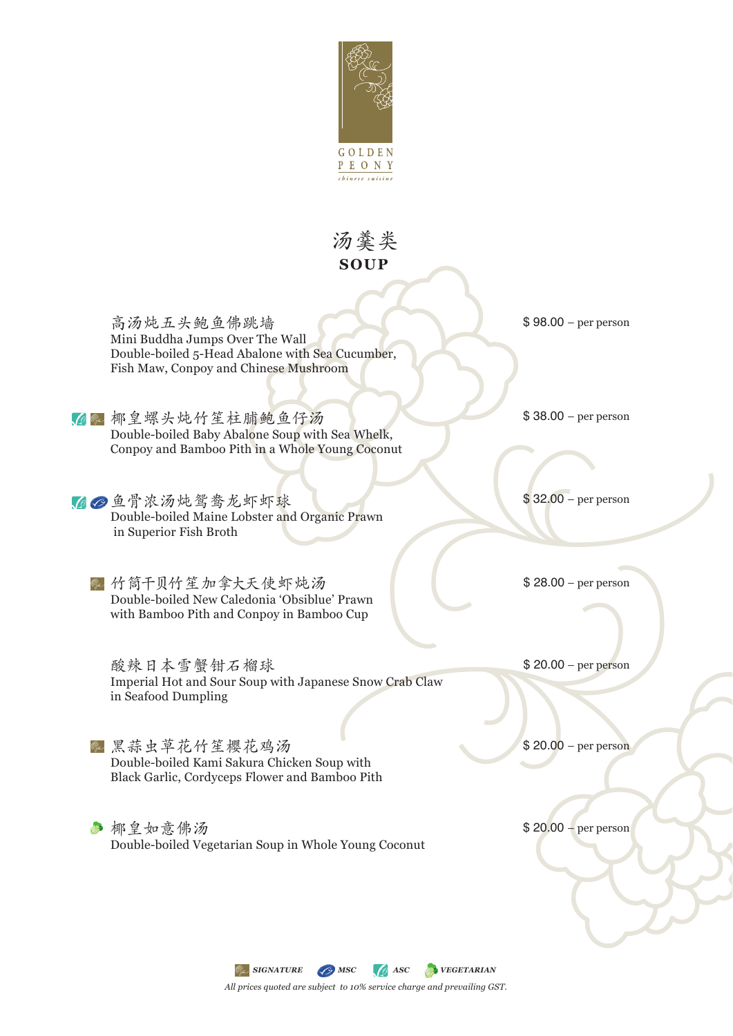GOLDEN PEONY

*chinese cuisine*

# 汤羹类
## SOUP

**高汤炖五头鲍鱼佛跳墙**
Mini Buddha Jumps Over The Wall
Double-boiled 5-Head Abalone with Sea Cucumber, Fish Maw, Conpoy and Chinese Mushroom
$ 98.00 – per person

(ASC) (SIGNATURE) **椰皇螺头炖竹笙柱脯鲍鱼仔汤**
Double-boiled Baby Abalone Soup with Sea Whelk, Conpoy and Bamboo Pith in a Whole Young Coconut
$ 38.00 – per person

(ASC) (MSC) **鱼骨浓汤炖鸳鸯龙虾虾球**
Double-boiled Maine Lobster and Organic Prawn in Superior Fish Broth
$ 32.00 – per person

(SIGNATURE) **竹筒干贝竹笙加拿大天使虾炖汤**
Double-boiled New Caledonia 'Obsiblue' Prawn with Bamboo Pith and Conpoy in Bamboo Cup
$ 28.00 – per person

**酸辣日本雪蟹钳石榴球**
Imperial Hot and Sour Soup with Japanese Snow Crab Claw in Seafood Dumpling
$ 20.00 – per person

(SIGNATURE) **黑蒜虫草花竹笙樱花鸡汤**
Double-boiled Kami Sakura Chicken Soup with Black Garlic, Cordyceps Flower and Bamboo Pith
$ 20.00 – per person

(VEGETARIAN) **椰皇如意佛汤**
Double-boiled Vegetarian Soup in Whole Young Coconut
$ 20.00 – per person

*SIGNATURE* *MSC* *ASC* *VEGETARIAN*

*All prices quoted are subject to 10% service charge and prevailing GST.*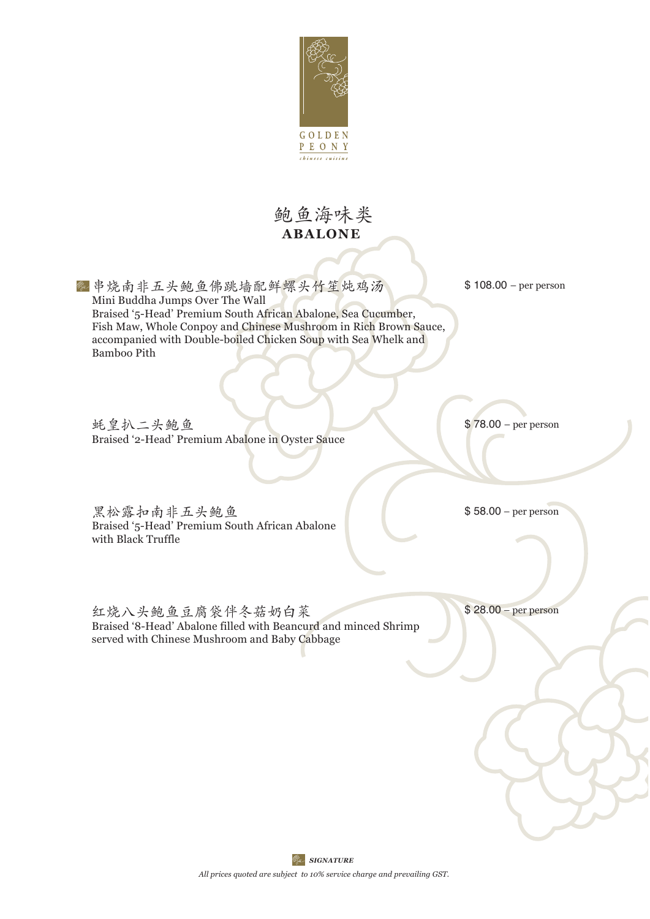GOLDEN PEONY
*chinese cuisine*

# 鲍鱼海味类
## ABALONE

串烧南非五头鲍鱼佛跳墙配鲜螺头竹笙炖鸡汤 — $ 108.00 – per person
Mini Buddha Jumps Over The Wall
Braised '5-Head' Premium South African Abalone, Sea Cucumber, Fish Maw, Whole Conpoy and Chinese Mushroom in Rich Brown Sauce, accompanied with Double-boiled Chicken Soup with Sea Whelk and Bamboo Pith

蚝皇扒二头鲍鱼 — $ 78.00 – per person
Braised '2-Head' Premium Abalone in Oyster Sauce

黑松露扣南非五头鲍鱼 — $ 58.00 – per person
Braised '5-Head' Premium South African Abalone with Black Truffle

红烧八头鲍鱼豆腐袋伴冬菇奶白菜 — $ 28.00 – per person
Braised '8-Head' Abalone filled with Beancurd and minced Shrimp served with Chinese Mushroom and Baby Cabbage

*SIGNATURE*

*All prices quoted are subject to 10% service charge and prevailing GST.*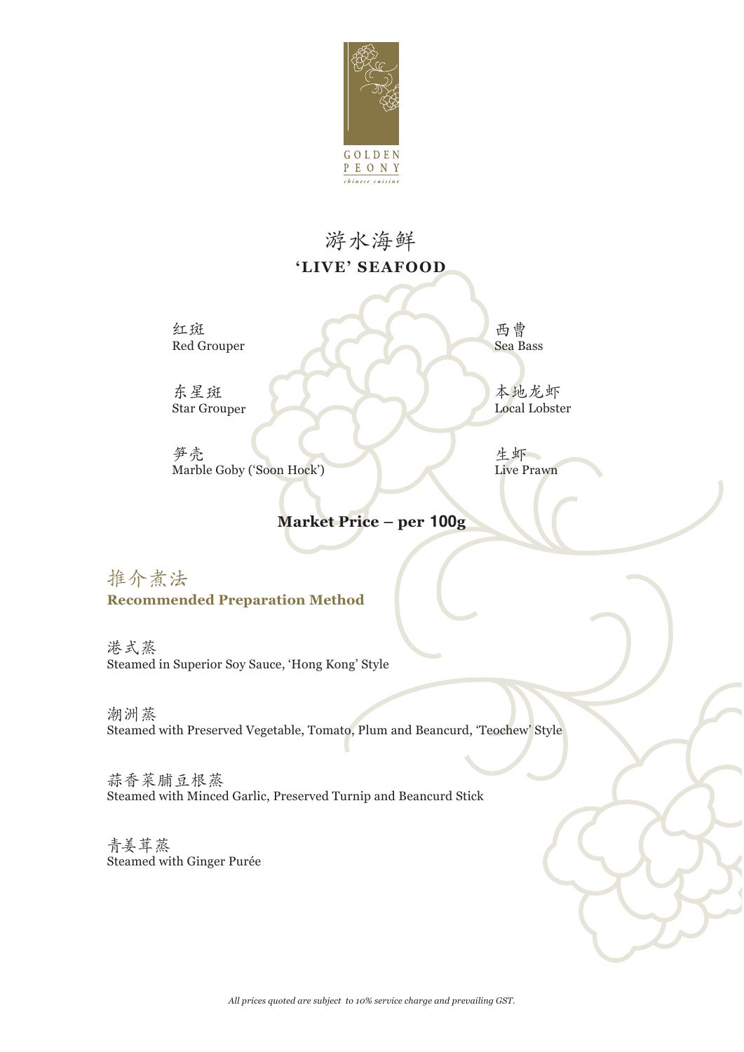GOLDEN PEONY

chinese cuisine

# 游水海鲜

## 'LIVE' SEAFOOD

红斑
Red Grouper

东星斑
Star Grouper

笋壳
Marble Goby ('Soon Hock')

西曹
Sea Bass

本地龙虾
Local Lobster

生虾
Live Prawn

**Market Price – per 100g**

## 推介煮法

**Recommended Preparation Method**

港式蒸
Steamed in Superior Soy Sauce, 'Hong Kong' Style

潮洲蒸
Steamed with Preserved Vegetable, Tomato, Plum and Beancurd, 'Teochew' Style

蒜香菜脯豆根蒸
Steamed with Minced Garlic, Preserved Turnip and Beancurd Stick

青姜茸蒸
Steamed with Ginger Purée

*All prices quoted are subject to 10% service charge and prevailing GST.*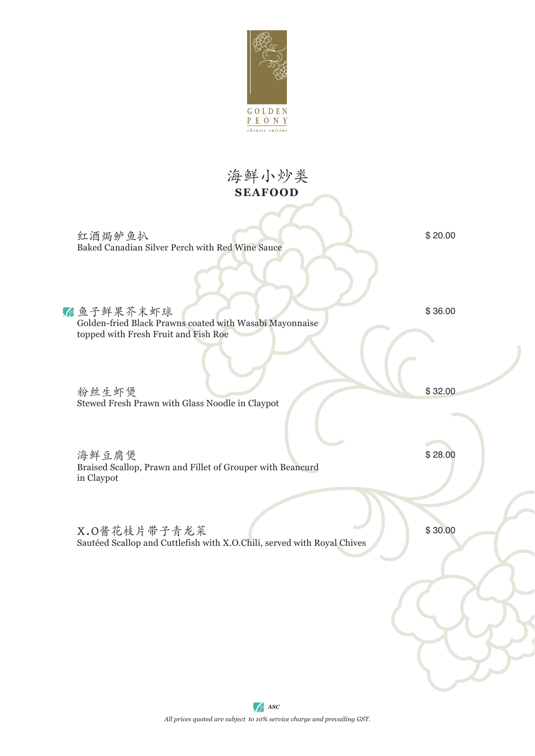GOLDEN PEONY

*chinese cuisine*

# 海鲜小炒类
## SEAFOOD

红酒焗鲈鱼扒
Baked Canadian Silver Perch with Red Wine Sauce
$ 20.00

鱼子鲜果芥末虾球
Golden-fried Black Prawns coated with Wasabi Mayonnaise topped with Fresh Fruit and Fish Roe
$ 36.00

粉丝生虾煲
Stewed Fresh Prawn with Glass Noodle in Claypot
$ 32.00

海鲜豆腐煲
Braised Scallop, Prawn and Fillet of Grouper with Beancurd in Claypot
$ 28.00

X.O酱花枝片带子青龙菜
Sautéed Scallop and Cuttlefish with X.O.Chili, served with Royal Chives
$ 30.00

*ASC*

*All prices quoted are subject to 10% service charge and prevailing GST.*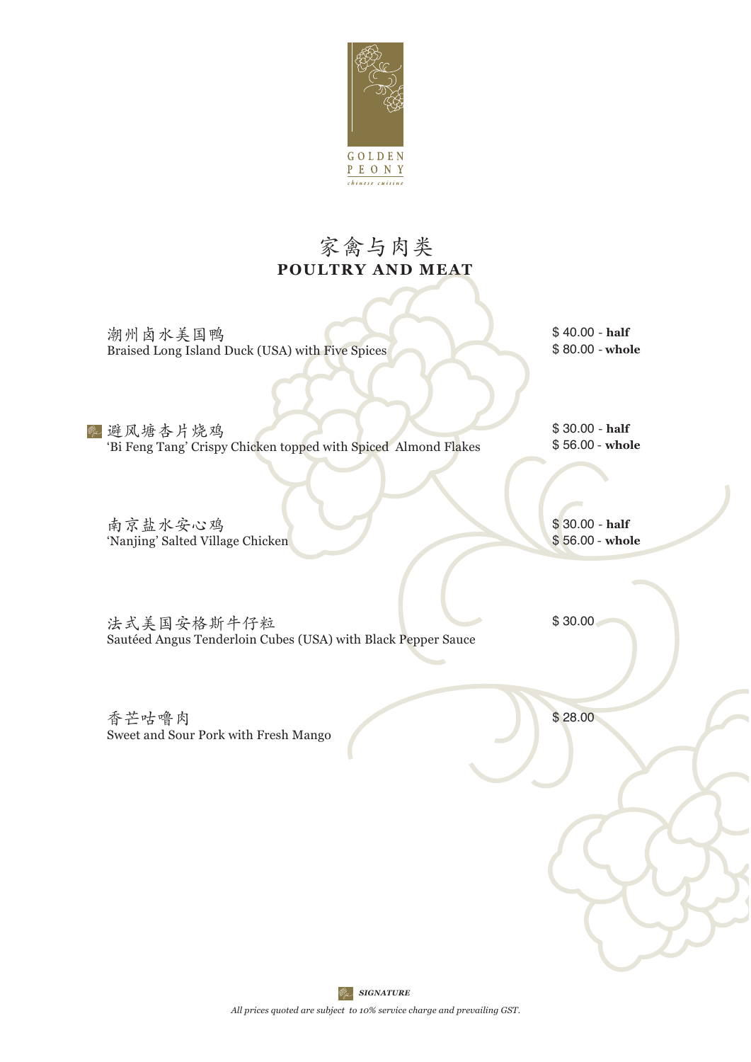GOLDEN PEONY
*chinese cuisine*

# 家禽与肉类
# POULTRY AND MEAT

| Dish | Price |
| --- | --- |
| 潮州卤水美国鸭<br>Braised Long Island Duck (USA) with Five Spices | $ 40.00 - **half**<br>$ 80.00 - **whole** |
| 避风塘杏片烧鸡 (Signature)<br>'Bi Feng Tang' Crispy Chicken topped with Spiced Almond Flakes | $ 30.00 - **half**<br>$ 56.00 - **whole** |
| 南京盐水安心鸡<br>'Nanjing' Salted Village Chicken | $ 30.00 - **half**<br>$ 56.00 - **whole** |
| 法式美国安格斯牛仔粒<br>Sautéed Angus Tenderloin Cubes (USA) with Black Pepper Sauce | $ 30.00 |
| 香芒咕噜肉<br>Sweet and Sour Pork with Fresh Mango | $ 28.00 |

***SIGNATURE***

*All prices quoted are subject to 10% service charge and prevailing GST.*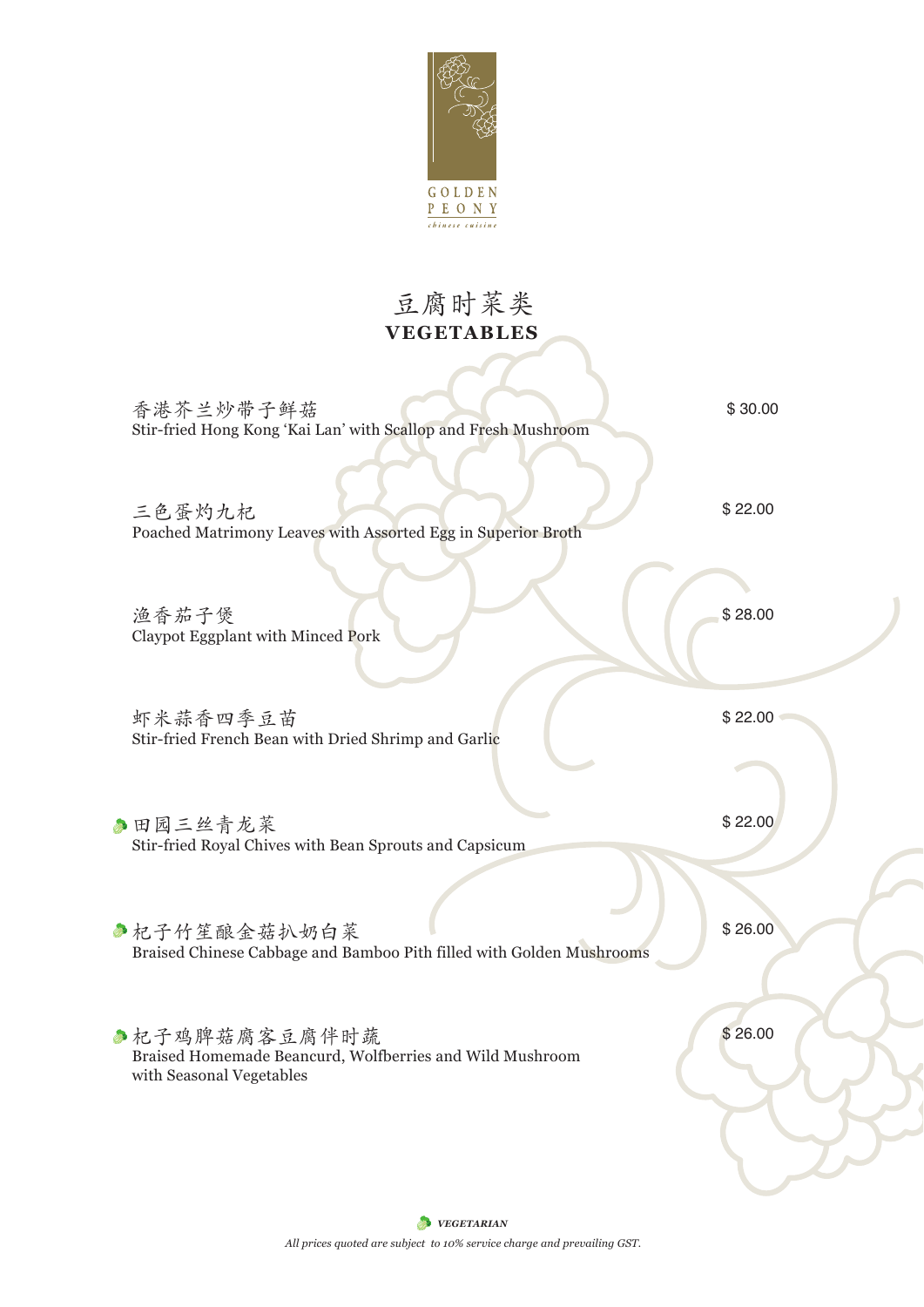GOLDEN PEONY

*chinese cuisine*

# 豆腐时菜类
# VEGETABLES

香港芥兰炒带子鲜菇
Stir-fried Hong Kong 'Kai Lan' with Scallop and Fresh Mushroom — $ 30.00

三色蛋灼九杞
Poached Matrimony Leaves with Assorted Egg in Superior Broth — $ 22.00

渔香茄子煲
Claypot Eggplant with Minced Pork — $ 28.00

虾米蒜香四季豆苗
Stir-fried French Bean with Dried Shrimp and Garlic — $ 22.00

(V) 田园三丝青龙菜
Stir-fried Royal Chives with Bean Sprouts and Capsicum — $ 22.00

(V) 杞子竹笙酿金菇扒奶白菜
Braised Chinese Cabbage and Bamboo Pith filled with Golden Mushrooms — $ 26.00

(V) 杞子鸡脾菇腐客豆腐伴时蔬
Braised Homemade Beancurd, Wolfberries and Wild Mushroom with Seasonal Vegetables — $ 26.00

(V) ***VEGETARIAN***

*All prices quoted are subject to 10% service charge and prevailing GST.*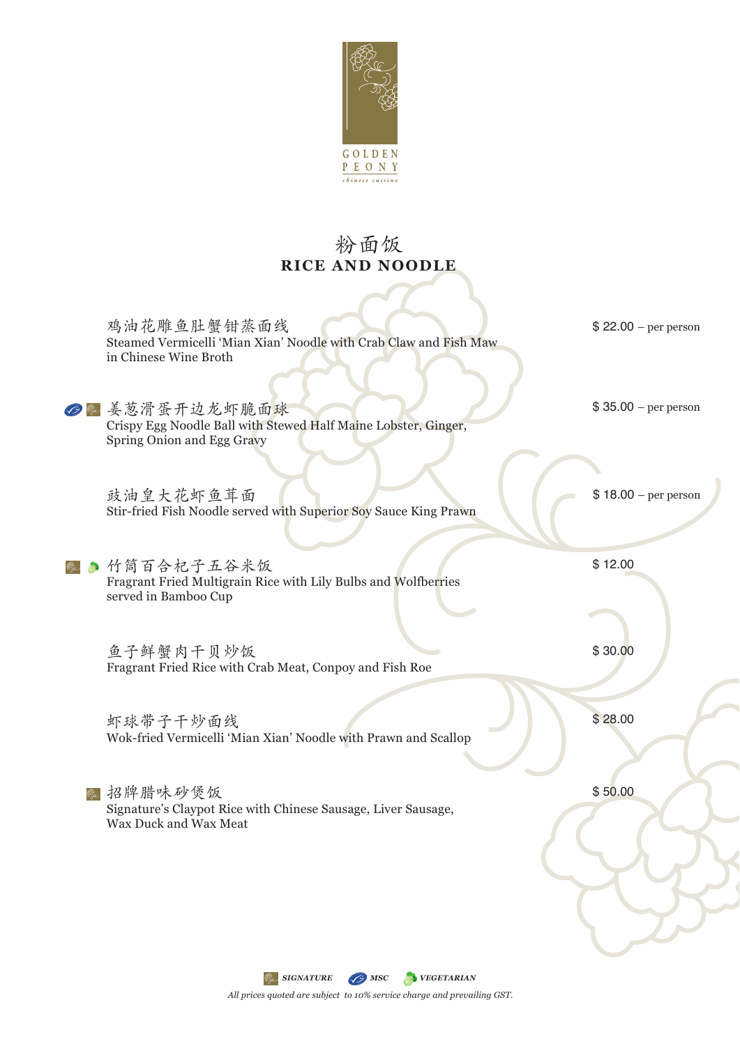GOLDEN PEONY

*chinese cuisine*

# 粉面饭
# RICE AND NOODLE

鸡油花雕鱼肚蟹钳蒸面线
Steamed Vermicelli 'Mian Xian' Noodle with Crab Claw and Fish Maw in Chinese Wine Broth — $ 22.00 – per person

姜葱滑蛋开边龙虾脆面球
Crispy Egg Noodle Ball with Stewed Half Maine Lobster, Ginger, Spring Onion and Egg Gravy — $ 35.00 – per person

豉油皇大花虾鱼茸面
Stir-fried Fish Noodle served with Superior Soy Sauce King Prawn — $ 18.00 – per person

竹筒百合杞子五谷米饭
Fragrant Fried Multigrain Rice with Lily Bulbs and Wolfberries served in Bamboo Cup — $ 12.00

鱼子鲜蟹肉干贝炒饭
Fragrant Fried Rice with Crab Meat, Conpoy and Fish Roe — $ 30.00

虾球带子干炒面线
Wok-fried Vermicelli 'Mian Xian' Noodle with Prawn and Scallop — $ 28.00

招牌腊味砂煲饭
Signature's Claypot Rice with Chinese Sausage, Liver Sausage, Wax Duck and Wax Meat — $ 50.00

**SIGNATURE** **MSC** **VEGETARIAN**

*All prices quoted are subject to 10% service charge and prevailing GST.*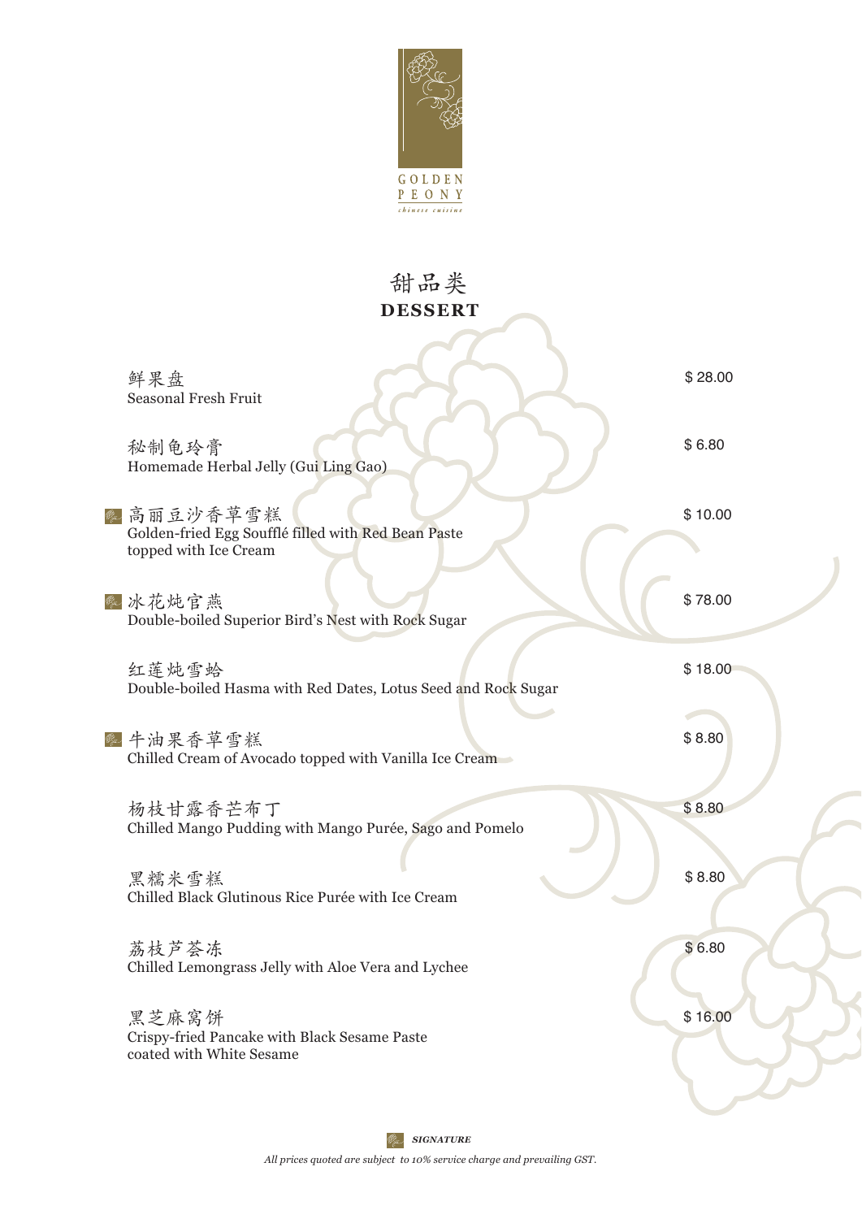GOLDEN PEONY
*chinese cuisine*

# 甜品类
# DESSERT

| | |
|---|---|
| 鲜果盘<br>Seasonal Fresh Fruit | $ 28.00 |
| 秘制龟玲膏<br>Homemade Herbal Jelly (Gui Ling Gao) | $ 6.80 |
| 高丽豆沙香草雪糕<br>Golden-fried Egg Soufflé filled with Red Bean Paste topped with Ice Cream | $ 10.00 |
| 冰花炖官燕<br>Double-boiled Superior Bird's Nest with Rock Sugar | $ 78.00 |
| 红莲炖雪蛤<br>Double-boiled Hasma with Red Dates, Lotus Seed and Rock Sugar | $ 18.00 |
| 牛油果香草雪糕<br>Chilled Cream of Avocado topped with Vanilla Ice Cream | $ 8.80 |
| 杨枝甘露香芒布丁<br>Chilled Mango Pudding with Mango Purée, Sago and Pomelo | $ 8.80 |
| 黑糯米雪糕<br>Chilled Black Glutinous Rice Purée with Ice Cream | $ 8.80 |
| 荔枝芦荟冻<br>Chilled Lemongrass Jelly with Aloe Vera and Lychee | $ 6.80 |
| 黑芝麻窝饼<br>Crispy-fried Pancake with Black Sesame Paste coated with White Sesame | $ 16.00 |

***SIGNATURE***

*All prices quoted are subject to 10% service charge and prevailing GST.*